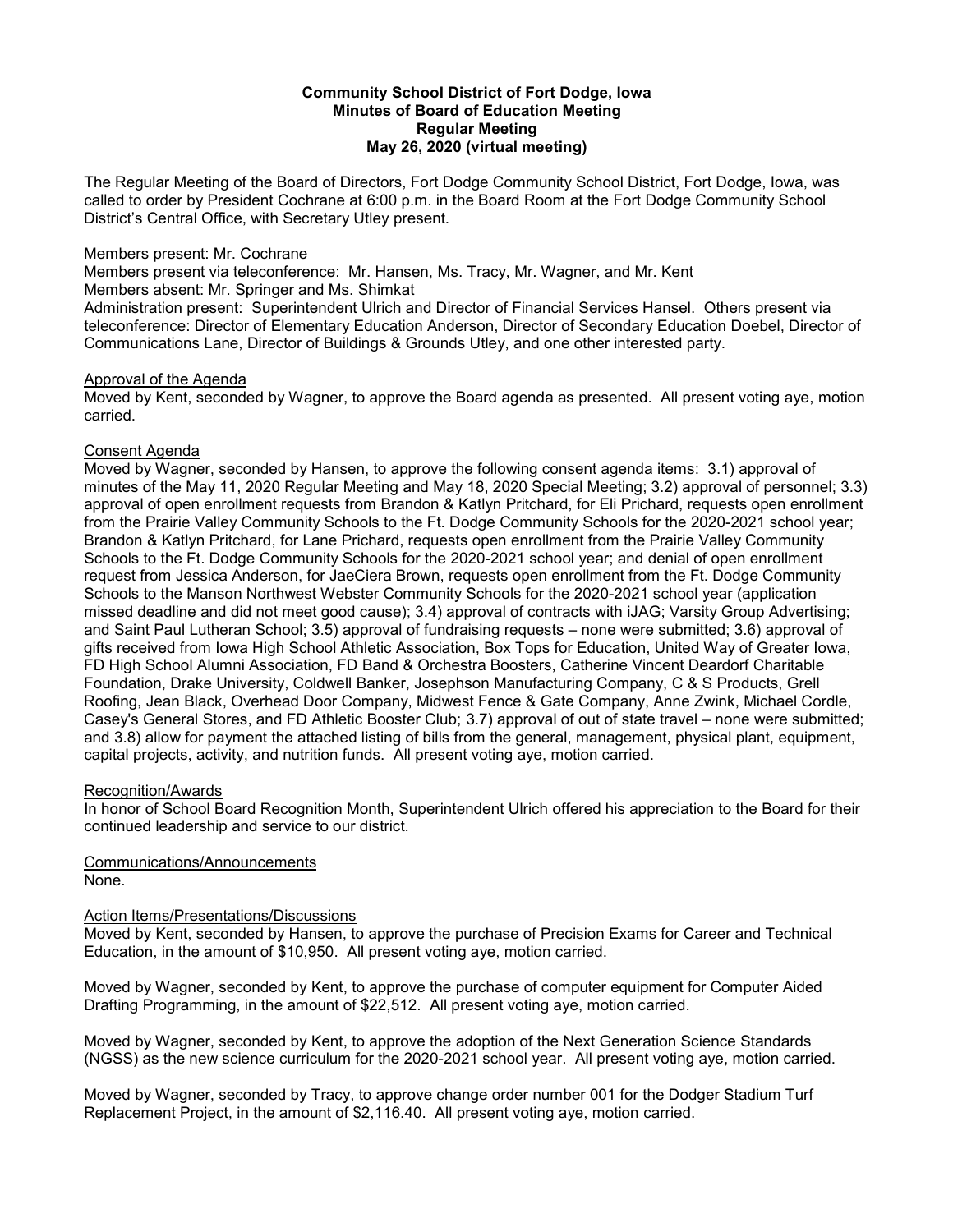**Community School District of Fort Dodge, Iowa**
**Minutes of Board of Education Meeting**
**Regular Meeting**
**May 26, 2020 (virtual meeting)**

The Regular Meeting of the Board of Directors, Fort Dodge Community School District, Fort Dodge, Iowa, was called to order by President Cochrane at 6:00 p.m. in the Board Room at the Fort Dodge Community School District's Central Office, with Secretary Utley present.

Members present: Mr. Cochrane
Members present via teleconference: Mr. Hansen, Ms. Tracy, Mr. Wagner, and Mr. Kent
Members absent: Mr. Springer and Ms. Shimkat
Administration present: Superintendent Ulrich and Director of Financial Services Hansel. Others present via teleconference: Director of Elementary Education Anderson, Director of Secondary Education Doebel, Director of Communications Lane, Director of Buildings & Grounds Utley, and one other interested party.

Approval of the Agenda
Moved by Kent, seconded by Wagner, to approve the Board agenda as presented. All present voting aye, motion carried.

Consent Agenda
Moved by Wagner, seconded by Hansen, to approve the following consent agenda items: 3.1) approval of minutes of the May 11, 2020 Regular Meeting and May 18, 2020 Special Meeting; 3.2) approval of personnel; 3.3) approval of open enrollment requests from Brandon & Katlyn Pritchard, for Eli Prichard, requests open enrollment from the Prairie Valley Community Schools to the Ft. Dodge Community Schools for the 2020-2021 school year; Brandon & Katlyn Pritchard, for Lane Prichard, requests open enrollment from the Prairie Valley Community Schools to the Ft. Dodge Community Schools for the 2020-2021 school year; and denial of open enrollment request from Jessica Anderson, for JaeCiera Brown, requests open enrollment from the Ft. Dodge Community Schools to the Manson Northwest Webster Community Schools for the 2020-2021 school year (application missed deadline and did not meet good cause); 3.4) approval of contracts with iJAG; Varsity Group Advertising; and Saint Paul Lutheran School; 3.5) approval of fundraising requests – none were submitted; 3.6) approval of gifts received from Iowa High School Athletic Association, Box Tops for Education, United Way of Greater Iowa, FD High School Alumni Association, FD Band & Orchestra Boosters, Catherine Vincent Deardorf Charitable Foundation, Drake University, Coldwell Banker, Josephson Manufacturing Company, C & S Products, Grell Roofing, Jean Black, Overhead Door Company, Midwest Fence & Gate Company, Anne Zwink, Michael Cordle, Casey's General Stores, and FD Athletic Booster Club; 3.7) approval of out of state travel – none were submitted; and 3.8) allow for payment the attached listing of bills from the general, management, physical plant, equipment, capital projects, activity, and nutrition funds. All present voting aye, motion carried.

Recognition/Awards
In honor of School Board Recognition Month, Superintendent Ulrich offered his appreciation to the Board for their continued leadership and service to our district.

Communications/Announcements
None.

Action Items/Presentations/Discussions
Moved by Kent, seconded by Hansen, to approve the purchase of Precision Exams for Career and Technical Education, in the amount of $10,950. All present voting aye, motion carried.

Moved by Wagner, seconded by Kent, to approve the purchase of computer equipment for Computer Aided Drafting Programming, in the amount of $22,512. All present voting aye, motion carried.

Moved by Wagner, seconded by Kent, to approve the adoption of the Next Generation Science Standards (NGSS) as the new science curriculum for the 2020-2021 school year. All present voting aye, motion carried.

Moved by Wagner, seconded by Tracy, to approve change order number 001 for the Dodger Stadium Turf Replacement Project, in the amount of $2,116.40. All present voting aye, motion carried.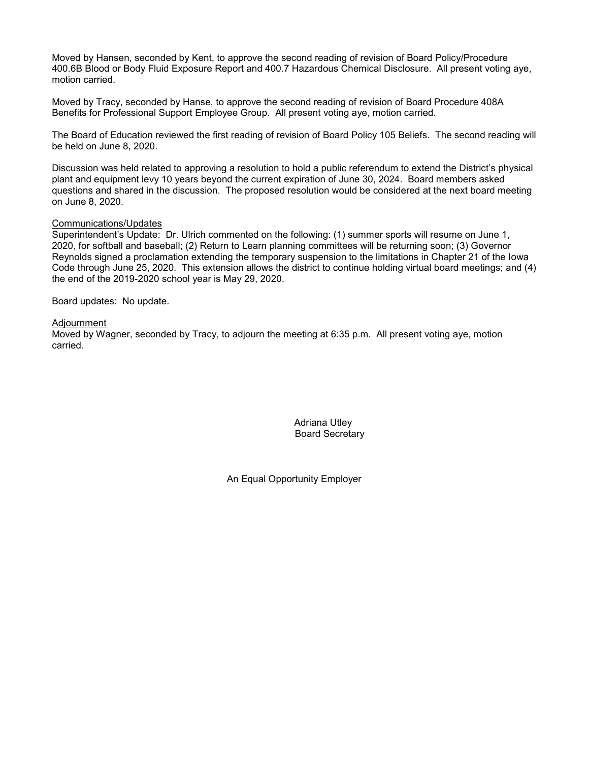Moved by Hansen, seconded by Kent, to approve the second reading of revision of Board Policy/Procedure 400.6B Blood or Body Fluid Exposure Report and 400.7 Hazardous Chemical Disclosure. All present voting aye, motion carried.

Moved by Tracy, seconded by Hanse, to approve the second reading of revision of Board Procedure 408A Benefits for Professional Support Employee Group. All present voting aye, motion carried.

The Board of Education reviewed the first reading of revision of Board Policy 105 Beliefs. The second reading will be held on June 8, 2020.

Discussion was held related to approving a resolution to hold a public referendum to extend the District's physical plant and equipment levy 10 years beyond the current expiration of June 30, 2024. Board members asked questions and shared in the discussion. The proposed resolution would be considered at the next board meeting on June 8, 2020.

<u>Communications/Updates</u>

Superintendent's Update: Dr. Ulrich commented on the following: (1) summer sports will resume on June 1, 2020, for softball and baseball; (2) Return to Learn planning committees will be returning soon; (3) Governor Reynolds signed a proclamation extending the temporary suspension to the limitations in Chapter 21 of the Iowa Code through June 25, 2020. This extension allows the district to continue holding virtual board meetings; and (4) the end of the 2019-2020 school year is May 29, 2020.

Board updates: No update.

<u>Adjournment</u>

Moved by Wagner, seconded by Tracy, to adjourn the meeting at 6:35 p.m. All present voting aye, motion carried.

Adriana Utley
Board Secretary

An Equal Opportunity Employer